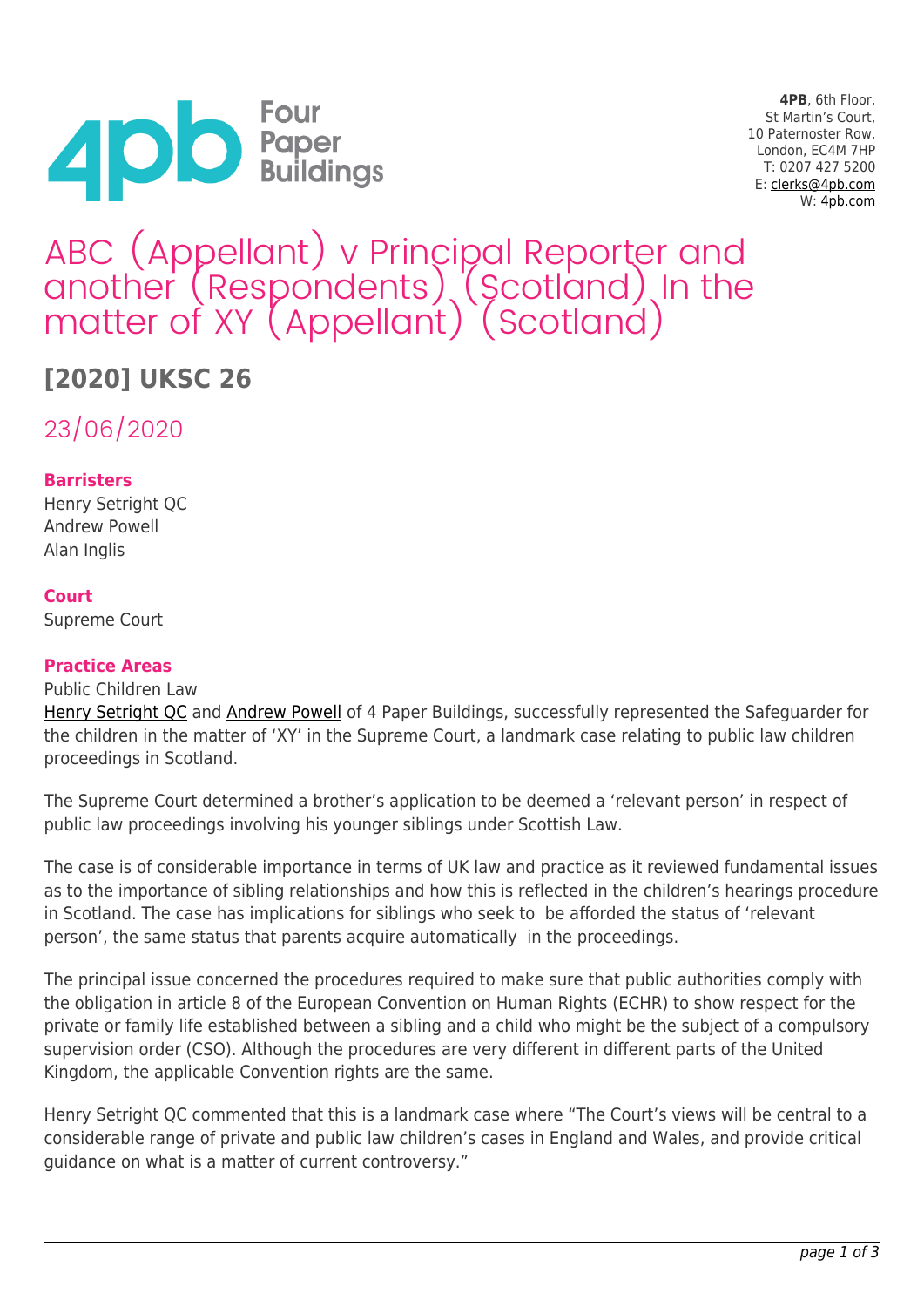**4PB**, 6th Floor,
St Martin's Court,
10 Paternoster Row,
London, EC4M 7HP
T: 0207 427 5200
E: clerks@4pb.com
W: 4pb.com

# ABC (Appellant) v Principal Reporter and another (Respondents) (Scotland) In the matter of XY (Appellant) (Scotland)

## [2020] UKSC 26

23/06/2020

**Barristers**
Henry Setright QC
Andrew Powell
Alan Inglis

**Court**
Supreme Court

**Practice Areas**
Public Children Law

Henry Setright QC and Andrew Powell of 4 Paper Buildings, successfully represented the Safeguarder for the children in the matter of 'XY' in the Supreme Court, a landmark case relating to public law children proceedings in Scotland.

The Supreme Court determined a brother's application to be deemed a 'relevant person' in respect of public law proceedings involving his younger siblings under Scottish Law.

The case is of considerable importance in terms of UK law and practice as it reviewed fundamental issues as to the importance of sibling relationships and how this is reflected in the children's hearings procedure in Scotland. The case has implications for siblings who seek to be afforded the status of 'relevant person', the same status that parents acquire automatically in the proceedings.

The principal issue concerned the procedures required to make sure that public authorities comply with the obligation in article 8 of the European Convention on Human Rights (ECHR) to show respect for the private or family life established between a sibling and a child who might be the subject of a compulsory supervision order (CSO). Although the procedures are very different in different parts of the United Kingdom, the applicable Convention rights are the same.

Henry Setright QC commented that this is a landmark case where "The Court's views will be central to a considerable range of private and public law children's cases in England and Wales, and provide critical guidance on what is a matter of current controversy."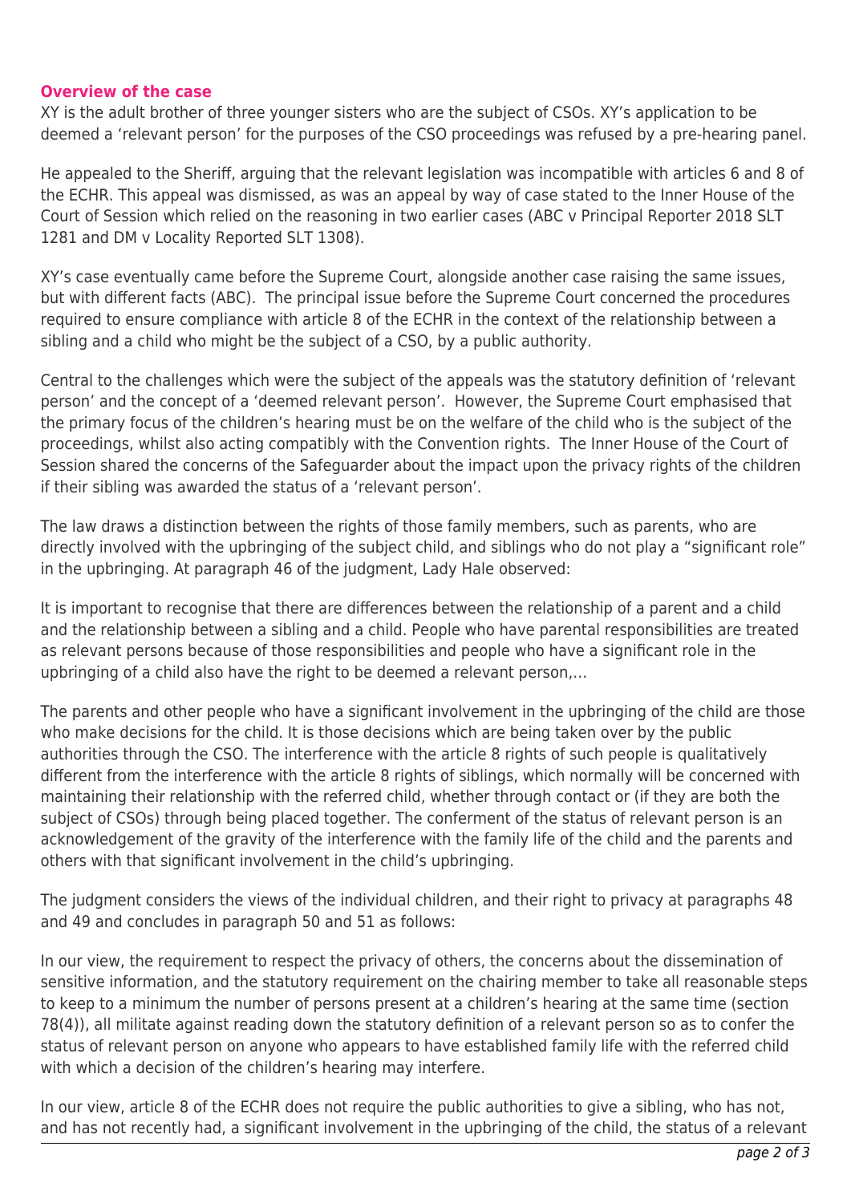### Overview of the case

XY is the adult brother of three younger sisters who are the subject of CSOs. XY's application to be deemed a 'relevant person' for the purposes of the CSO proceedings was refused by a pre-hearing panel.

He appealed to the Sheriff, arguing that the relevant legislation was incompatible with articles 6 and 8 of the ECHR. This appeal was dismissed, as was an appeal by way of case stated to the Inner House of the Court of Session which relied on the reasoning in two earlier cases (ABC v Principal Reporter 2018 SLT 1281 and DM v Locality Reported SLT 1308).

XY's case eventually came before the Supreme Court, alongside another case raising the same issues, but with different facts (ABC). The principal issue before the Supreme Court concerned the procedures required to ensure compliance with article 8 of the ECHR in the context of the relationship between a sibling and a child who might be the subject of a CSO, by a public authority.

Central to the challenges which were the subject of the appeals was the statutory definition of 'relevant person' and the concept of a 'deemed relevant person'. However, the Supreme Court emphasised that the primary focus of the children's hearing must be on the welfare of the child who is the subject of the proceedings, whilst also acting compatibly with the Convention rights. The Inner House of the Court of Session shared the concerns of the Safeguarder about the impact upon the privacy rights of the children if their sibling was awarded the status of a 'relevant person'.

The law draws a distinction between the rights of those family members, such as parents, who are directly involved with the upbringing of the subject child, and siblings who do not play a "significant role" in the upbringing. At paragraph 46 of the judgment, Lady Hale observed:

It is important to recognise that there are differences between the relationship of a parent and a child and the relationship between a sibling and a child. People who have parental responsibilities are treated as relevant persons because of those responsibilities and people who have a significant role in the upbringing of a child also have the right to be deemed a relevant person,…

The parents and other people who have a significant involvement in the upbringing of the child are those who make decisions for the child. It is those decisions which are being taken over by the public authorities through the CSO. The interference with the article 8 rights of such people is qualitatively different from the interference with the article 8 rights of siblings, which normally will be concerned with maintaining their relationship with the referred child, whether through contact or (if they are both the subject of CSOs) through being placed together. The conferment of the status of relevant person is an acknowledgement of the gravity of the interference with the family life of the child and the parents and others with that significant involvement in the child's upbringing.

The judgment considers the views of the individual children, and their right to privacy at paragraphs 48 and 49 and concludes in paragraph 50 and 51 as follows:

In our view, the requirement to respect the privacy of others, the concerns about the dissemination of sensitive information, and the statutory requirement on the chairing member to take all reasonable steps to keep to a minimum the number of persons present at a children's hearing at the same time (section 78(4)), all militate against reading down the statutory definition of a relevant person so as to confer the status of relevant person on anyone who appears to have established family life with the referred child with which a decision of the children's hearing may interfere.

In our view, article 8 of the ECHR does not require the public authorities to give a sibling, who has not, and has not recently had, a significant involvement in the upbringing of the child, the status of a relevant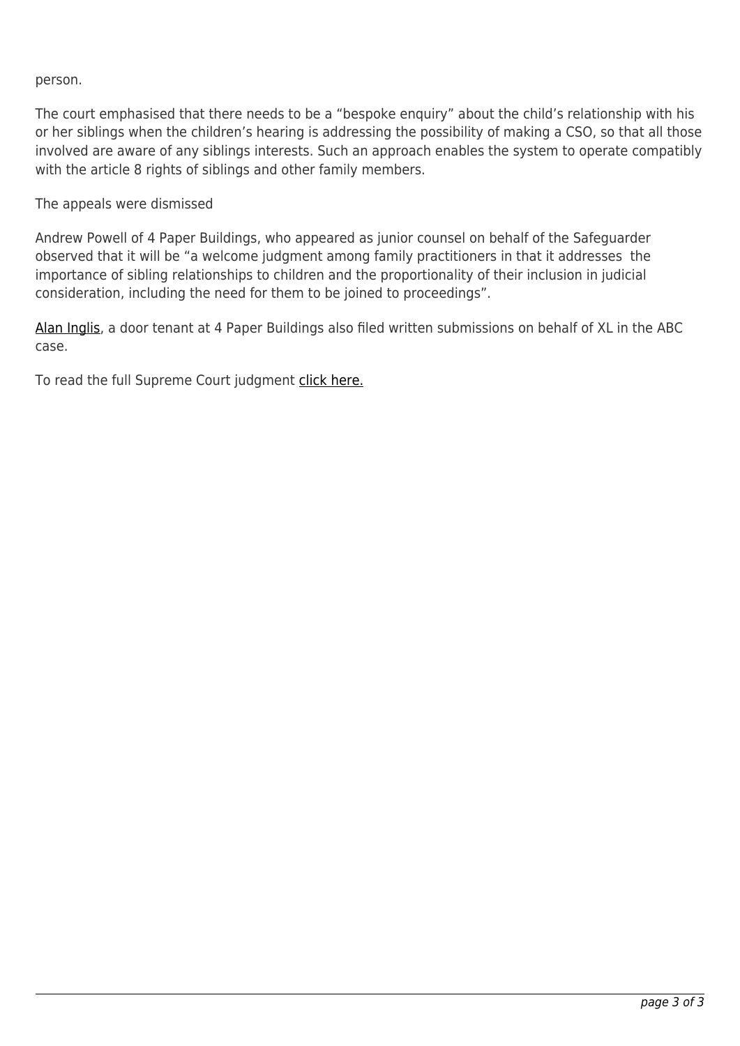person.

The court emphasised that there needs to be a "bespoke enquiry" about the child's relationship with his or her siblings when the children's hearing is addressing the possibility of making a CSO, so that all those involved are aware of any siblings interests. Such an approach enables the system to operate compatibly with the article 8 rights of siblings and other family members.

The appeals were dismissed

Andrew Powell of 4 Paper Buildings, who appeared as junior counsel on behalf of the Safeguarder observed that it will be "a welcome judgment among family practitioners in that it addresses  the importance of sibling relationships to children and the proportionality of their inclusion in judicial consideration, including the need for them to be joined to proceedings".

Alan Inglis, a door tenant at 4 Paper Buildings also filed written submissions on behalf of XL in the ABC case.

To read the full Supreme Court judgment click here.